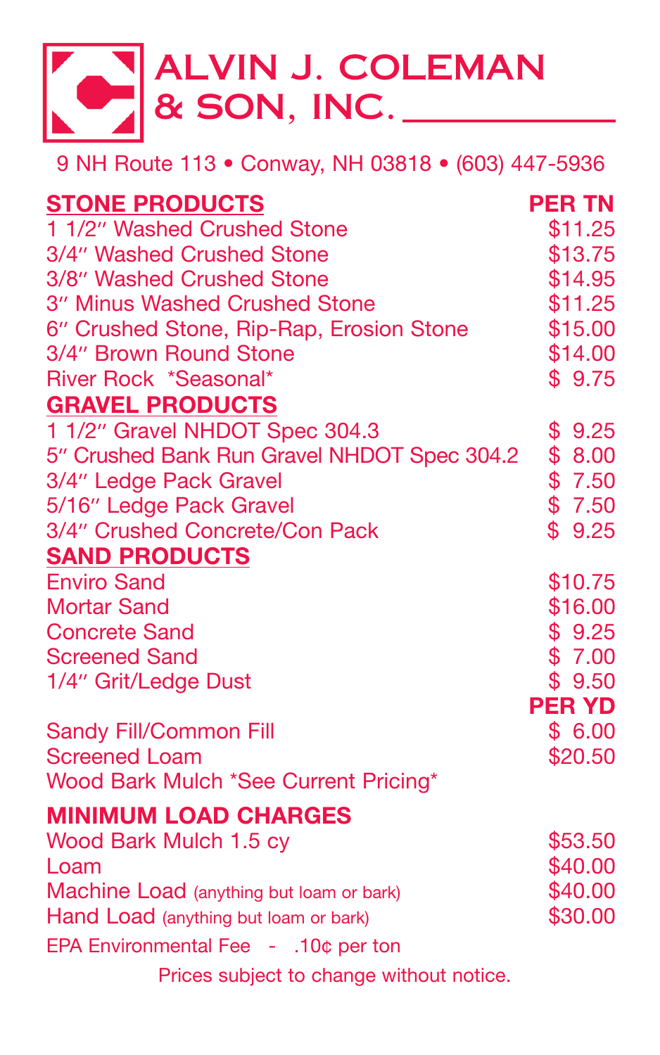# ALVIN J. COLEMAN & SON, INC.

9 NH Route 113 • Conway, NH 03818 • (603) 447-5936

| **STONE PRODUCTS** | **PER TN** |
|---|---|
| 1 1/2″ Washed Crushed Stone | $11.25 |
| 3/4″ Washed Crushed Stone | $13.75 |
| 3/8″ Washed Crushed Stone | $14.95 |
| 3″ Minus Washed Crushed Stone | $11.25 |
| 6″ Crushed Stone, Rip-Rap, Erosion Stone | $15.00 |
| 3/4″ Brown Round Stone | $14.00 |
| River Rock *Seasonal* | $ 9.75 |
| **GRAVEL PRODUCTS** | |
| 1 1/2″ Gravel NHDOT Spec 304.3 | $ 9.25 |
| 5″ Crushed Bank Run Gravel NHDOT Spec 304.2 | $ 8.00 |
| 3/4″ Ledge Pack Gravel | $ 7.50 |
| 5/16″ Ledge Pack Gravel | $ 7.50 |
| 3/4″ Crushed Concrete/Con Pack | $ 9.25 |
| **SAND PRODUCTS** | |
| Enviro Sand | $10.75 |
| Mortar Sand | $16.00 |
| Concrete Sand | $ 9.25 |
| Screened Sand | $ 7.00 |
| 1/4″ Grit/Ledge Dust | $ 9.50 |
| | **PER YD** |
| Sandy Fill/Common Fill | $ 6.00 |
| Screened Loam | $20.50 |
| Wood Bark Mulch *See Current Pricing* | |

## MINIMUM LOAD CHARGES

| | |
|---|---|
| Wood Bark Mulch 1.5 cy | $53.50 |
| Loam | $40.00 |
| Machine Load (anything but loam or bark) | $40.00 |
| Hand Load (anything but loam or bark) | $30.00 |

EPA Environmental Fee - .10¢ per ton

Prices subject to change without notice.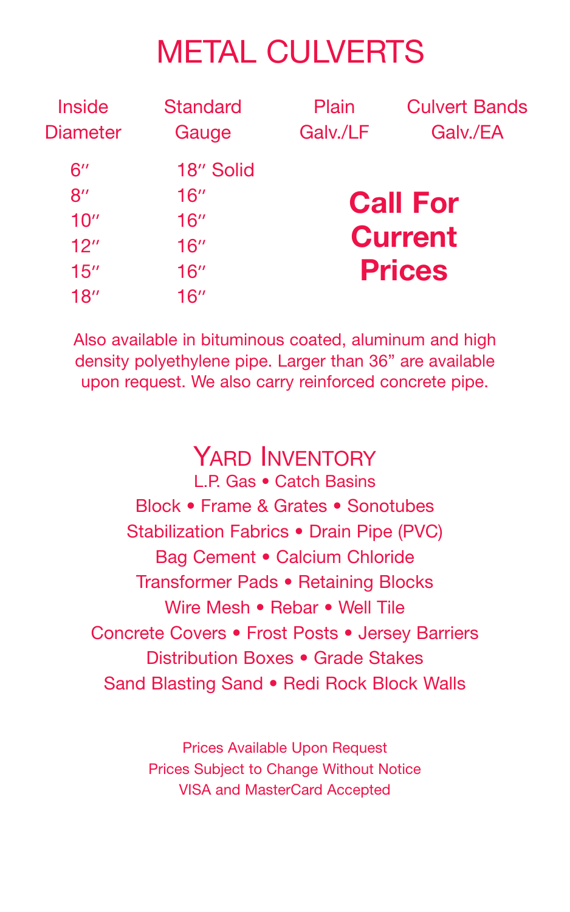# METAL CULVERTS

| Inside Diameter | Standard Gauge | Plain Galv./LF | Culvert Bands Galv./EA |
|---|---|---|---|
| 6″ | 18″ Solid | **Call For Current Prices** | |
| 8″ | 16″ | | |
| 10″ | 16″ | | |
| 12″ | 16″ | | |
| 15″ | 16″ | | |
| 18″ | 16″ | | |

Also available in bituminous coated, aluminum and high density polyethylene pipe. Larger than 36" are available upon request. We also carry reinforced concrete pipe.

## YARD INVENTORY

L.P. Gas • Catch Basins
Block • Frame & Grates • Sonotubes
Stabilization Fabrics • Drain Pipe (PVC)
Bag Cement • Calcium Chloride
Transformer Pads • Retaining Blocks
Wire Mesh • Rebar • Well Tile
Concrete Covers • Frost Posts • Jersey Barriers
Distribution Boxes • Grade Stakes
Sand Blasting Sand • Redi Rock Block Walls

Prices Available Upon Request
Prices Subject to Change Without Notice
VISA and MasterCard Accepted